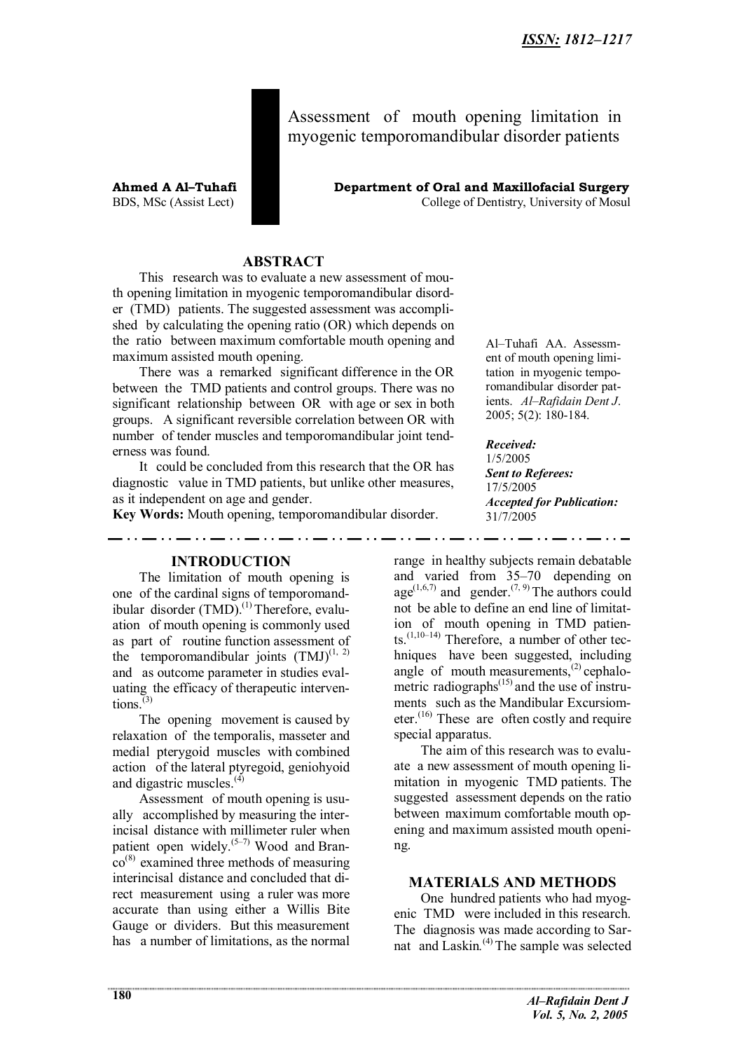**ISSN: 1812–1217**

# Assessment of mouth opening limitation in myogenic temporomandibular disorder patients

**Ahmed A Al–Tuhafi**
BDS, MSc (Assist Lect)

**Department of Oral and Maxillofacial Surgery**
College of Dentistry, University of Mosul

## ABSTRACT

This research was to evaluate a new assessment of mouth opening limitation in myogenic temporomandibular disorder (TMD) patients. The suggested assessment was accomplished by calculating the opening ratio (OR) which depends on the ratio between maximum comfortable mouth opening and maximum assisted mouth opening.

There was a remarked significant difference in the OR between the TMD patients and control groups. There was no significant relationship between OR with age or sex in both groups. A significant reversible correlation between OR with number of tender muscles and temporomandibular joint tenderness was found.

It could be concluded from this research that the OR has diagnostic value in TMD patients, but unlike other measures, as it independent on age and gender.

**Key Words:** Mouth opening, temporomandibular disorder.

Al–Tuhafi AA. Assessment of mouth opening limitation in myogenic temporomandibular disorder patients. *Al–Rafidain Dent J.* 2005; 5(2): 180-184.

***Received:*** 1/5/2005
***Sent to Referees:*** 17/5/2005
***Accepted for Publication:*** 31/7/2005

## INTRODUCTION

The limitation of mouth opening is one of the cardinal signs of temporomandibular disorder (TMD).[1] Therefore, evaluation of mouth opening is commonly used as part of routine function assessment of the temporomandibular joints (TMJ)[1, 2] and as outcome parameter in studies evaluating the efficacy of therapeutic interventions.[3]

The opening movement is caused by relaxation of the temporalis, masseter and medial pterygoid muscles with combined action of the lateral ptyregoid, geniohyoid and digastric muscles.[4]

Assessment of mouth opening is usually accomplished by measuring the interincisal distance with millimeter ruler when patient open widely.[5–7] Wood and Branco[8] examined three methods of measuring interincisal distance and concluded that direct measurement using a ruler was more accurate than using either a Willis Bite Gauge or dividers. But this measurement has a number of limitations, as the normal range in healthy subjects remain debatable and varied from 35–70 depending on age[1,6,7] and gender.[7, 9] The authors could not be able to define an end line of limitation of mouth opening in TMD patients.[1,10–14] Therefore, a number of other techniques have been suggested, including angle of mouth measurements,[2] cephalometric radiographs[15] and the use of instruments such as the Mandibular Excursiometer.[16] These are often costly and require special apparatus.

The aim of this research was to evaluate a new assessment of mouth opening limitation in myogenic TMD patients. The suggested assessment depends on the ratio between maximum comfortable mouth opening and maximum assisted mouth opening.

## MATERIALS AND METHODS

One hundred patients who had myogenic TMD were included in this research. The diagnosis was made according to Sarnat and Laskin.[4] The sample was selected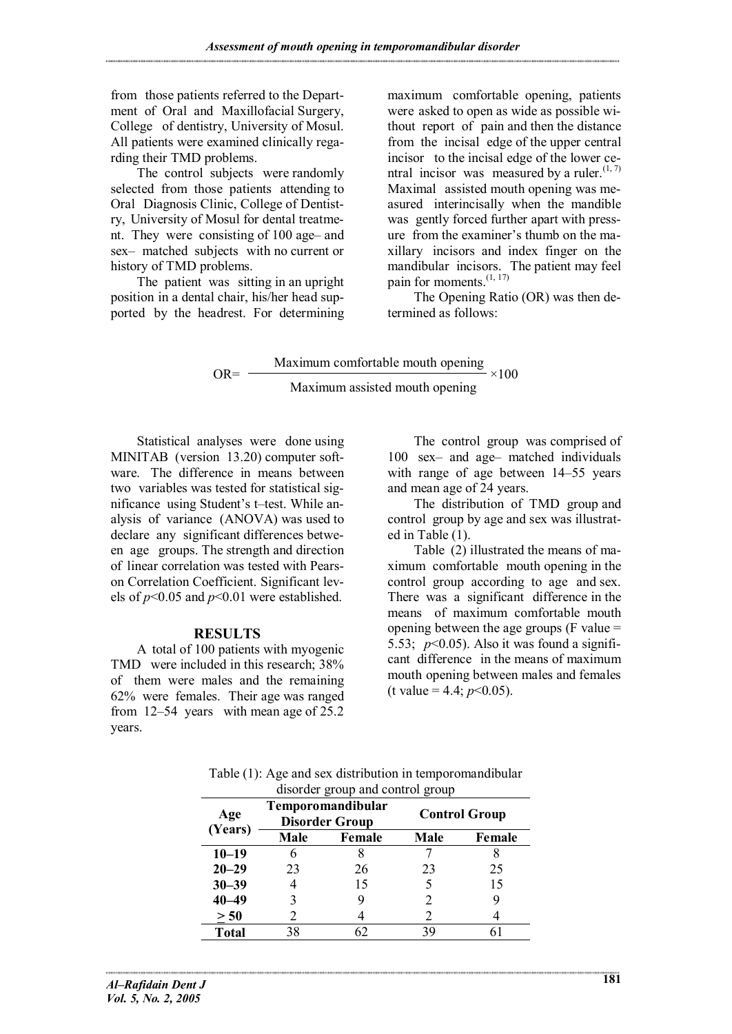from those patients referred to the Department of Oral and Maxillofacial Surgery, College of dentistry, University of Mosul. All patients were examined clinically regarding their TMD problems.

The control subjects were randomly selected from those patients attending to Oral Diagnosis Clinic, College of Dentistry, University of Mosul for dental treatment. They were consisting of 100 age– and sex– matched subjects with no current or history of TMD problems.

The patient was sitting in an upright position in a dental chair, his/her head supported by the headrest. For determining maximum comfortable opening, patients were asked to open as wide as possible without report of pain and then the distance from the incisal edge of the upper central incisor to the incisal edge of the lower central incisor was measured by a ruler.[1, 7] Maximal assisted mouth opening was measured interincisally when the mandible was gently forced further apart with pressure from the examiner's thumb on the maxillary incisors and index finger on the mandibular incisors. The patient may feel pain for moments.[1, 17]

The Opening Ratio (OR) was then determined as follows:

$$OR = \frac{\text{Maximum comfortable mouth opening}}{\text{Maximum assisted mouth opening}} \times 100$$

Statistical analyses were done using MINITAB (version 13.20) computer software. The difference in means between two variables was tested for statistical significance using Student's t–test. While analysis of variance (ANOVA) was used to declare any significant differences between age groups. The strength and direction of linear correlation was tested with Pearson Correlation Coefficient. Significant levels of $p<0.05$ and $p<0.01$ were established.

## RESULTS

A total of 100 patients with myogenic TMD were included in this research; 38% of them were males and the remaining 62% were females. Their age was ranged from 12–54 years with mean age of 25.2 years.

The control group was comprised of 100 sex– and age– matched individuals with range of age between 14–55 years and mean age of 24 years.

The distribution of TMD group and control group by age and sex was illustrated in Table (1).

Table (2) illustrated the means of maximum comfortable mouth opening in the control group according to age and sex. There was a significant difference in the means of maximum comfortable mouth opening between the age groups (F value = 5.53; $p<0.05$). Also it was found a significant difference in the means of maximum mouth opening between males and females (t value = 4.4; $p<0.05$).

Table (1): Age and sex distribution in temporomandibular disorder group and control group

| Age (Years) | Temporomandibular Disorder Group | | Control Group | |
|---|---|---|---|---|
| | **Male** | **Female** | **Male** | **Female** |
| **10–19** | 6 | 8 | 7 | 8 |
| **20–29** | 23 | 26 | 23 | 25 |
| **30–39** | 4 | 15 | 5 | 15 |
| **40–49** | 3 | 9 | 2 | 9 |
| **≥ 50** | 2 | 4 | 2 | 4 |
| **Total** | 38 | 62 | 39 | 61 |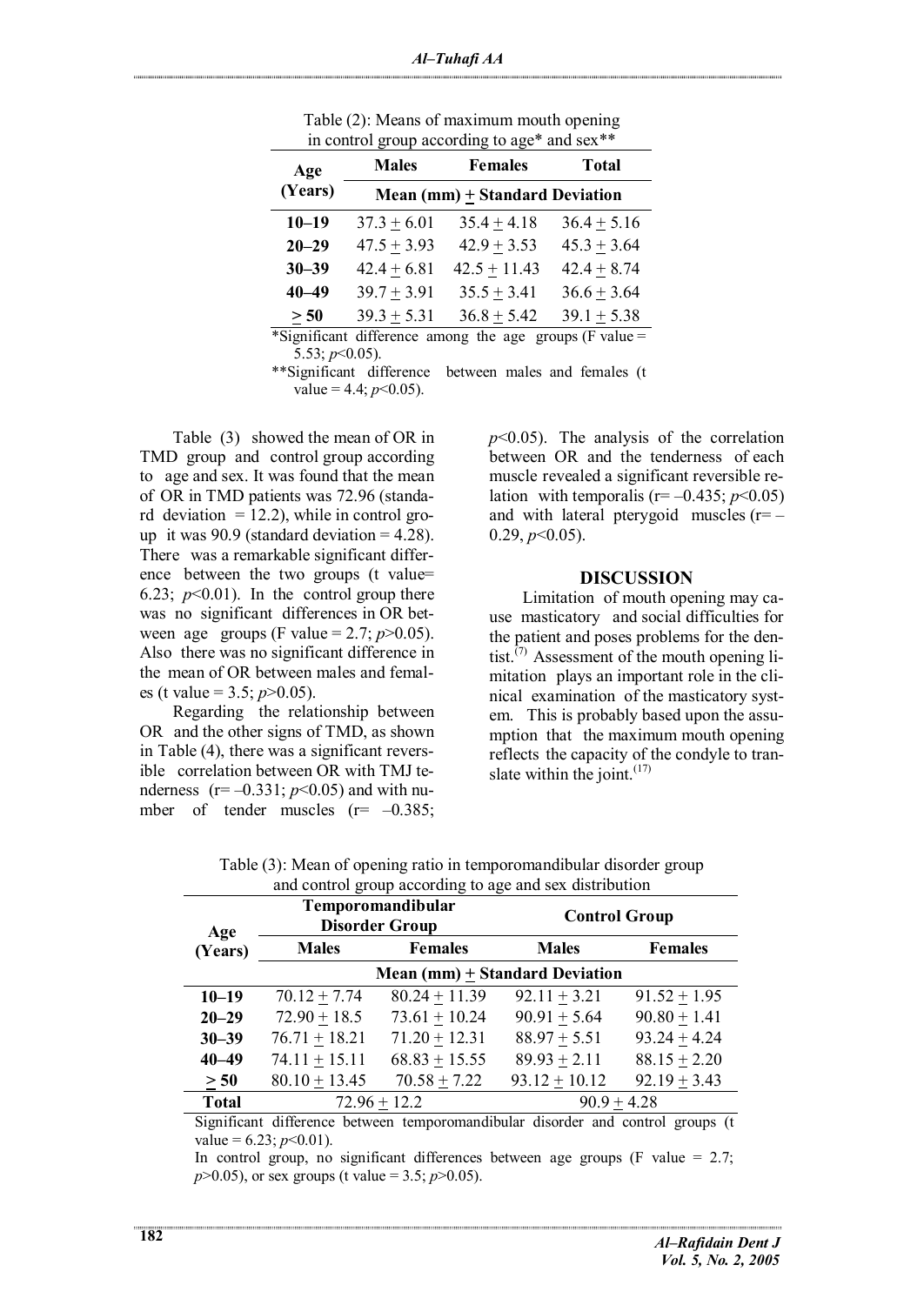Table (2): Means of maximum mouth opening in control group according to age* and sex**

| Age (Years) | Males | Females | Total |
|---|---|---|---|
| | Mean (mm) ± Standard Deviation | | |
| **10–19** | 37.3 ± 6.01 | 35.4 ± 4.18 | 36.4 ± 5.16 |
| **20–29** | 47.5 ± 3.93 | 42.9 ± 3.53 | 45.3 ± 3.64 |
| **30–39** | 42.4 ± 6.81 | 42.5 ± 11.43 | 42.4 ± 8.74 |
| **40–49** | 39.7 ± 3.91 | 35.5 ± 3.41 | 36.6 ± 3.64 |
| **≥ 50** | 39.3 ± 5.31 | 36.8 ± 5.42 | 39.1 ± 5.38 |

*Significant difference among the age groups (F value = 5.53; $p<0.05$).

**Significant difference between males and females (t value = 4.4; $p<0.05$).

Table (3) showed the mean of OR in TMD group and control group according to age and sex. It was found that the mean of OR in TMD patients was 72.96 (standard deviation = 12.2), while in control group it was 90.9 (standard deviation = 4.28). There was a remarkable significant difference between the two groups (t value= 6.23; $p<0.01$). In the control group there was no significant differences in OR between age groups (F value = 2.7; $p>0.05$). Also there was no significant difference in the mean of OR between males and females (t value = 3.5; $p>0.05$).

Regarding the relationship between OR and the other signs of TMD, as shown in Table (4), there was a significant reversible correlation between OR with TMJ tenderness (r= –0.331; $p<0.05$) and with number of tender muscles (r= –0.385; $p<0.05$). The analysis of the correlation between OR and the tenderness of each muscle revealed a significant reversible relation with temporalis (r= –0.435; $p<0.05$) and with lateral pterygoid muscles (r= –0.29, $p<0.05$).

## DISCUSSION

Limitation of mouth opening may cause masticatory and social difficulties for the patient and poses problems for the dentist.[7] Assessment of the mouth opening limitation plays an important role in the clinical examination of the masticatory system. This is probably based upon the assumption that the maximum mouth opening reflects the capacity of the condyle to translate within the joint.[17]

Table (3): Mean of opening ratio in temporomandibular disorder group and control group according to age and sex distribution

| Age (Years) | Temporomandibular Disorder Group | | Control Group | |
|---|---|---|---|---|
| | Males | Females | Males | Females |
| | Mean (mm) ± Standard Deviation | | | |
| **10–19** | 70.12 ± 7.74 | 80.24 ± 11.39 | 92.11 ± 3.21 | 91.52 ± 1.95 |
| **20–29** | 72.90 ± 18.5 | 73.61 ± 10.24 | 90.91 ± 5.64 | 90.80 ± 1.41 |
| **30–39** | 76.71 ± 18.21 | 71.20 ± 12.31 | 88.97 ± 5.51 | 93.24 ± 4.24 |
| **40–49** | 74.11 ± 15.11 | 68.83 ± 15.55 | 89.93 ± 2.11 | 88.15 ± 2.20 |
| **≥ 50** | 80.10 ± 13.45 | 70.58 ± 7.22 | 93.12 ± 10.12 | 92.19 ± 3.43 |
| **Total** | 72.96 ± 12.2 | | 90.9 ± 4.28 | |

Significant difference between temporomandibular disorder and control groups (t value = 6.23; $p<0.01$).

In control group, no significant differences between age groups (F value = 2.7; $p>0.05$), or sex groups (t value = 3.5; $p>0.05$).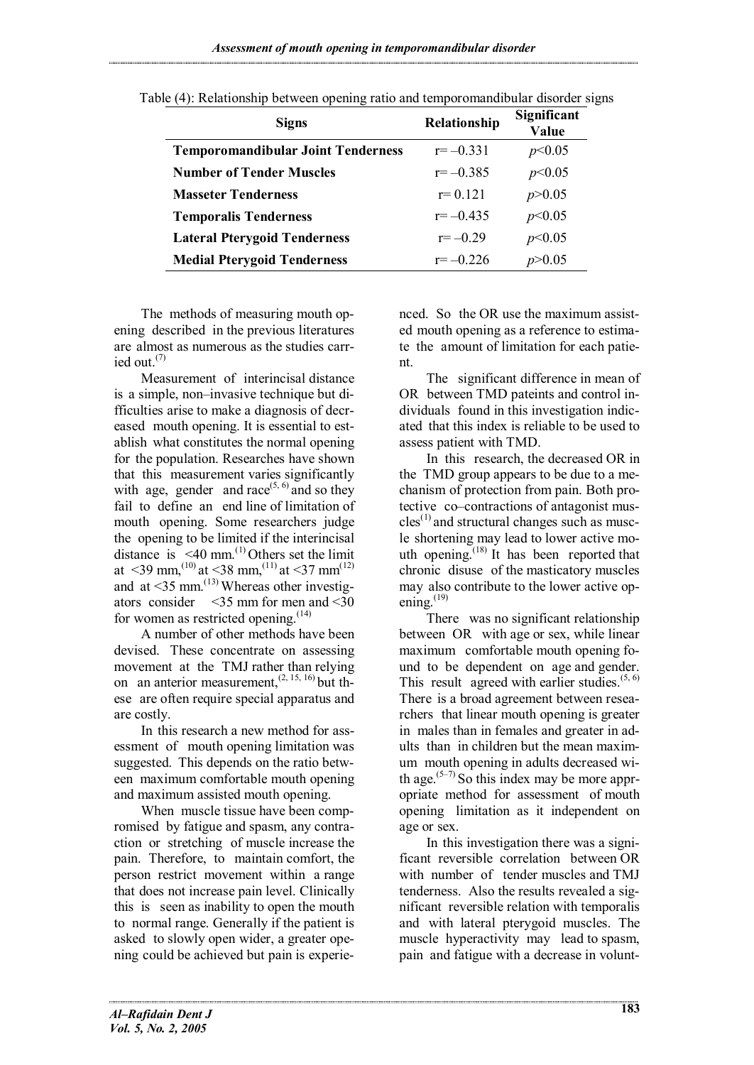Table (4): Relationship between opening ratio and temporomandibular disorder signs

| Signs | Relationship | Significant Value |
|---|---|---|
| **Temporomandibular Joint Tenderness** | $r = -0.331$ | $p<0.05$ |
| **Number of Tender Muscles** | $r = -0.385$ | $p<0.05$ |
| **Masseter Tenderness** | $r = 0.121$ | $p>0.05$ |
| **Temporalis Tenderness** | $r = -0.435$ | $p<0.05$ |
| **Lateral Pterygoid Tenderness** | $r = -0.29$ | $p<0.05$ |
| **Medial Pterygoid Tenderness** | $r = -0.226$ | $p>0.05$ |

The methods of measuring mouth opening described in the previous literatures are almost as numerous as the studies carried out.[7]

Measurement of interincisal distance is a simple, non–invasive technique but difficulties arise to make a diagnosis of decreased mouth opening. It is essential to establish what constitutes the normal opening for the population. Researches have shown that this measurement varies significantly with age, gender and race[5, 6] and so they fail to define an end line of limitation of mouth opening. Some researchers judge the opening to be limited if the interincisal distance is <40 mm.[1] Others set the limit at <39 mm,[10] at <38 mm,[11] at <37 mm[12] and at <35 mm.[13] Whereas other investigators consider <35 mm for men and <30 for women as restricted opening.[14]

A number of other methods have been devised. These concentrate on assessing movement at the TMJ rather than relying on an anterior measurement,[2, 15, 16] but these are often require special apparatus and are costly.

In this research a new method for assessment of mouth opening limitation was suggested. This depends on the ratio between maximum comfortable mouth opening and maximum assisted mouth opening.

When muscle tissue have been compromised by fatigue and spasm, any contraction or stretching of muscle increase the pain. Therefore, to maintain comfort, the person restrict movement within a range that does not increase pain level. Clinically this is seen as inability to open the mouth to normal range. Generally if the patient is asked to slowly open wider, a greater opening could be achieved but pain is experienced. So the OR use the maximum assisted mouth opening as a reference to estimate the amount of limitation for each patient.

The significant difference in mean of OR between TMD pateints and control individuals found in this investigation indicated that this index is reliable to be used to assess patient with TMD.

In this research, the decreased OR in the TMD group appears to be due to a mechanism of protection from pain. Both protective co–contractions of antagonist muscles[1] and structural changes such as muscle shortening may lead to lower active mouth opening.[18] It has been reported that chronic disuse of the masticatory muscles may also contribute to the lower active opening.[19]

There was no significant relationship between OR with age or sex, while linear maximum comfortable mouth opening found to be dependent on age and gender. This result agreed with earlier studies.[5, 6] There is a broad agreement between researchers that linear mouth opening is greater in males than in females and greater in adults than in children but the mean maximum mouth opening in adults decreased with age.[5–7] So this index may be more appropriate method for assessment of mouth opening limitation as it independent on age or sex.

In this investigation there was a significant reversible correlation between OR with number of tender muscles and TMJ tenderness. Also the results revealed a significant reversible relation with temporalis and with lateral pterygoid muscles. The muscle hyperactivity may lead to spasm, pain and fatigue with a decrease in volunt-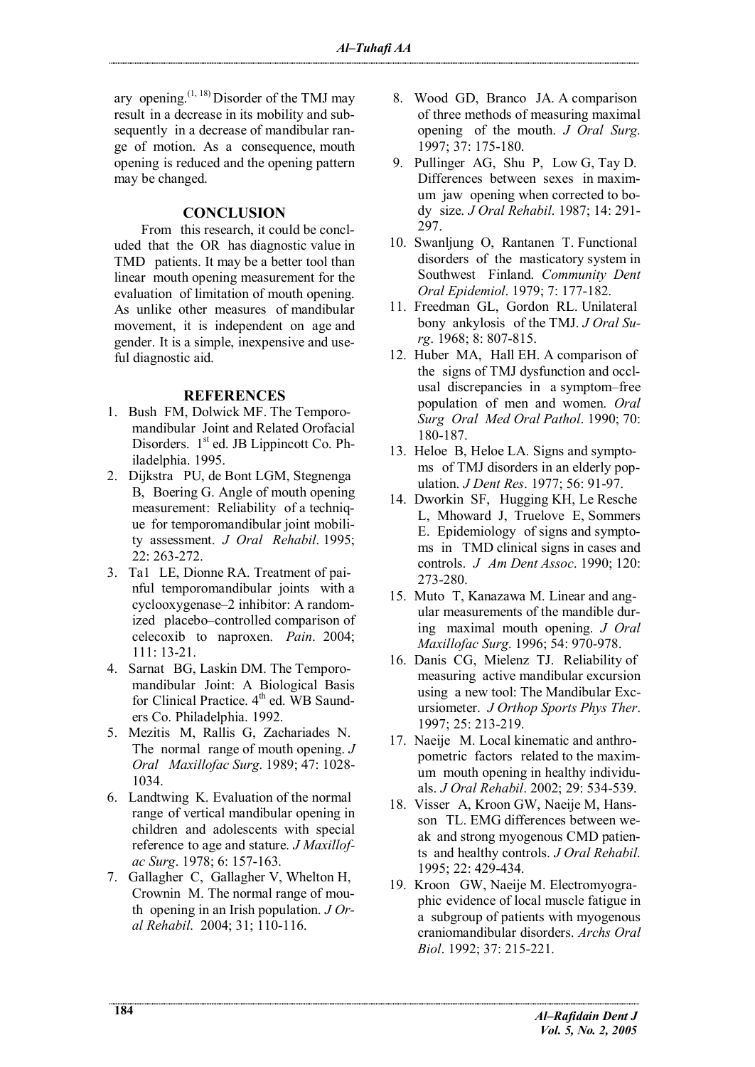ary opening.[1, 18] Disorder of the TMJ may result in a decrease in its mobility and subsequently in a decrease of mandibular range of motion. As a consequence, mouth opening is reduced and the opening pattern may be changed.

## CONCLUSION

From this research, it could be concluded that the OR has diagnostic value in TMD patients. It may be a better tool than linear mouth opening measurement for the evaluation of limitation of mouth opening. As unlike other measures of mandibular movement, it is independent on age and gender. It is a simple, inexpensive and useful diagnostic aid.

## REFERENCES

1. Bush FM, Dolwick MF. The Temporomandibular Joint and Related Orofacial Disorders. 1st ed. JB Lippincott Co. Philadelphia. 1995.
2. Dijkstra PU, de Bont LGM, Stegnenga B, Boering G. Angle of mouth opening measurement: Reliability of a technique for temporomandibular joint mobility assessment. *J Oral Rehabil*. 1995; 22: 263-272.
3. Ta1 LE, Dionne RA. Treatment of painful temporomandibular joints with a cyclooxygenase–2 inhibitor: A randomized placebo–controlled comparison of celecoxib to naproxen. *Pain*. 2004; 111: 13-21.
4. Sarnat BG, Laskin DM. The Temporomandibular Joint: A Biological Basis for Clinical Practice. 4th ed. WB Saunders Co. Philadelphia. 1992.
5. Mezitis M, Rallis G, Zachariades N. The normal range of mouth opening. *J Oral Maxillofac Surg*. 1989; 47: 1028-1034.
6. Landtwing K. Evaluation of the normal range of vertical mandibular opening in children and adolescents with special reference to age and stature. *J Maxillofac Surg*. 1978; 6: 157-163.
7. Gallagher C, Gallagher V, Whelton H, Crownin M. The normal range of mouth opening in an Irish population. *J Oral Rehabil*. 2004; 31; 110-116.
8. Wood GD, Branco JA. A comparison of three methods of measuring maximal opening of the mouth. *J Oral Surg*. 1997; 37: 175-180.
9. Pullinger AG, Shu P, Low G, Tay D. Differences between sexes in maximum jaw opening when corrected to body size. *J Oral Rehabil*. 1987; 14: 291-297.
10. Swanljung O, Rantanen T. Functional disorders of the masticatory system in Southwest Finland. *Community Dent Oral Epidemiol*. 1979; 7: 177-182.
11. Freedman GL, Gordon RL. Unilateral bony ankylosis of the TMJ. *J Oral Surg*. 1968; 8: 807-815.
12. Huber MA, Hall EH. A comparison of the signs of TMJ dysfunction and occlusal discrepancies in a symptom–free population of men and women. *Oral Surg Oral Med Oral Pathol*. 1990; 70: 180-187.
13. Heloe B, Heloe LA. Signs and symptoms of TMJ disorders in an elderly population. *J Dent Res*. 1977; 56: 91-97.
14. Dworkin SF, Hugging KH, Le Resche L, Mhoward J, Truelove E, Sommers E. Epidemiology of signs and symptoms in TMD clinical signs in cases and controls. *J Am Dent Assoc*. 1990; 120: 273-280.
15. Muto T, Kanazawa M. Linear and angular measurements of the mandible during maximal mouth opening. *J Oral Maxillofac Surg*. 1996; 54: 970-978.
16. Danis CG, Mielenz TJ. Reliability of measuring active mandibular excursion using a new tool: The Mandibular Excursiometer. *J Orthop Sports Phys Ther*. 1997; 25: 213-219.
17. Naeije M. Local kinematic and anthropometric factors related to the maximum mouth opening in healthy individuals. *J Oral Rehabil*. 2002; 29: 534-539.
18. Visser A, Kroon GW, Naeije M, Hansson TL. EMG differences between weak and strong myogenous CMD patients and healthy controls. *J Oral Rehabil*. 1995; 22: 429-434.
19. Kroon GW, Naeije M. Electromyographic evidence of local muscle fatigue in a subgroup of patients with myogenous craniomandibular disorders. *Archs Oral Biol*. 1992; 37: 215-221.